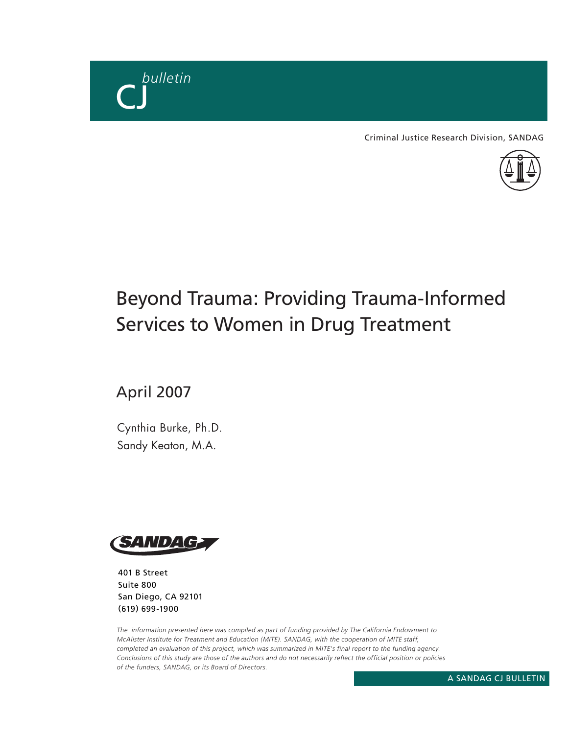CJ *bulletin*

Criminal Justice Research Division, SANDAG

# Beyond Trauma: Providing Trauma-Informed Services to Women in Drug Treatment

April 2007

Cynthia Burke, Ph.D.
Sandy Keaton, M.A.

SANDAG

401 B Street
Suite 800
San Diego, CA 92101
(619) 699-1900

*The information presented here was compiled as part of funding provided by The California Endowment to McAlister Institute for Treatment and Education (MITE). SANDAG, with the cooperation of MITE staff, completed an evaluation of this project, which was summarized in MITE's final report to the funding agency. Conclusions of this study are those of the authors and do not necessarily reflect the official position or policies of the funders, SANDAG, or its Board of Directors.*

A SANDAG CJ BULLETIN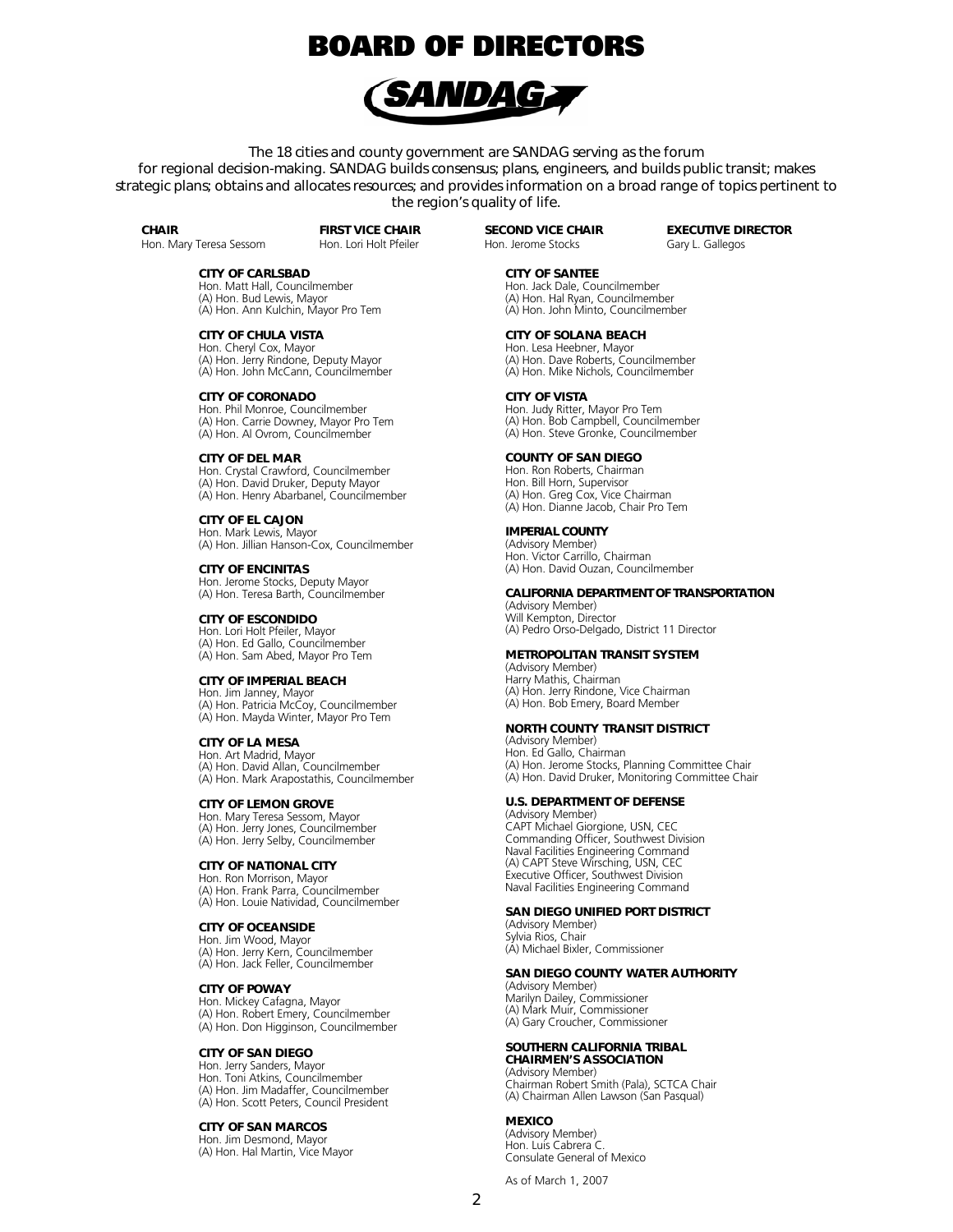# BOARD OF DIRECTORS

## SANDAG

The 18 cities and county government are SANDAG serving as the forum for regional decision-making. SANDAG builds consensus; plans, engineers, and builds public transit; makes strategic plans; obtains and allocates resources; and provides information on a broad range of topics pertinent to the region's quality of life.

**CHAIR**
Hon. Mary Teresa Sessom

**FIRST VICE CHAIR**
Hon. Lori Holt Pfeiler

**SECOND VICE CHAIR**
Hon. Jerome Stocks

**EXECUTIVE DIRECTOR**
Gary L. Gallegos

**CITY OF CARLSBAD**
Hon. Matt Hall, Councilmember
(A) Hon. Bud Lewis, Mayor
(A) Hon. Ann Kulchin, Mayor Pro Tem

**CITY OF CHULA VISTA**
Hon. Cheryl Cox, Mayor
(A) Hon. Jerry Rindone, Deputy Mayor
(A) Hon. John McCann, Councilmember

**CITY OF CORONADO**
Hon. Phil Monroe, Councilmember
(A) Hon. Carrie Downey, Mayor Pro Tem
(A) Hon. Al Ovrom, Councilmember

**CITY OF DEL MAR**
Hon. Crystal Crawford, Councilmember
(A) Hon. David Druker, Deputy Mayor
(A) Hon. Henry Abarbanel, Councilmember

**CITY OF EL CAJON**
Hon. Mark Lewis, Mayor
(A) Hon. Jillian Hanson-Cox, Councilmember

**CITY OF ENCINITAS**
Hon. Jerome Stocks, Deputy Mayor
(A) Hon. Teresa Barth, Councilmember

**CITY OF ESCONDIDO**
Hon. Lori Holt Pfeiler, Mayor
(A) Hon. Ed Gallo, Councilmember
(A) Hon. Sam Abed, Mayor Pro Tem

**CITY OF IMPERIAL BEACH**
Hon. Jim Janney, Mayor
(A) Hon. Patricia McCoy, Councilmember
(A) Hon. Mayda Winter, Mayor Pro Tem

**CITY OF LA MESA**
Hon. Art Madrid, Mayor
(A) Hon. David Allan, Councilmember
(A) Hon. Mark Arapostathis, Councilmember

**CITY OF LEMON GROVE**
Hon. Mary Teresa Sessom, Mayor
(A) Hon. Jerry Jones, Councilmember
(A) Hon. Jerry Selby, Councilmember

**CITY OF NATIONAL CITY**
Hon. Ron Morrison, Mayor
(A) Hon. Frank Parra, Councilmember
(A) Hon. Louie Natividad, Councilmember

**CITY OF OCEANSIDE**
Hon. Jim Wood, Mayor
(A) Hon. Jerry Kern, Councilmember
(A) Hon. Jack Feller, Councilmember

**CITY OF POWAY**
Hon. Mickey Cafagna, Mayor
(A) Hon. Robert Emery, Councilmember
(A) Hon. Don Higginson, Councilmember

**CITY OF SAN DIEGO**
Hon. Jerry Sanders, Mayor
Hon. Toni Atkins, Councilmember
(A) Hon. Jim Madaffer, Councilmember
(A) Hon. Scott Peters, Council President

**CITY OF SAN MARCOS**
Hon. Jim Desmond, Mayor
(A) Hon. Hal Martin, Vice Mayor

**CITY OF SANTEE**
Hon. Jack Dale, Councilmember
(A) Hon. Hal Ryan, Councilmember
(A) Hon. John Minto, Councilmember

**CITY OF SOLANA BEACH**
Hon. Lesa Heebner, Mayor
(A) Hon. Dave Roberts, Councilmember
(A) Hon. Mike Nichols, Councilmember

**CITY OF VISTA**
Hon. Judy Ritter, Mayor Pro Tem
(A) Hon. Bob Campbell, Councilmember
(A) Hon. Steve Gronke, Councilmember

**COUNTY OF SAN DIEGO**
Hon. Ron Roberts, Chairman
Hon. Bill Horn, Supervisor
(A) Hon. Greg Cox, Vice Chairman
(A) Hon. Dianne Jacob, Chair Pro Tem

**IMPERIAL COUNTY**
(Advisory Member)
Hon. Victor Carrillo, Chairman
(A) Hon. David Ouzan, Councilmember

**CALIFORNIA DEPARTMENT OF TRANSPORTATION**
(Advisory Member)
Will Kempton, Director
(A) Pedro Orso-Delgado, District 11 Director

**METROPOLITAN TRANSIT SYSTEM**
(Advisory Member)
Harry Mathis, Chairman
(A) Hon. Jerry Rindone, Vice Chairman
(A) Hon. Bob Emery, Board Member

**NORTH COUNTY TRANSIT DISTRICT**
(Advisory Member)
Hon. Ed Gallo, Chairman
(A) Hon. Jerome Stocks, Planning Committee Chair
(A) Hon. David Druker, Monitoring Committee Chair

**U.S. DEPARTMENT OF DEFENSE**
(Advisory Member)
CAPT Michael Giorgione, USN, CEC
Commanding Officer, Southwest Division
Naval Facilities Engineering Command
(A) CAPT Steve Wirsching, USN, CEC
Executive Officer, Southwest Division
Naval Facilities Engineering Command

**SAN DIEGO UNIFIED PORT DISTRICT**
(Advisory Member)
Sylvia Rios, Chair
(A) Michael Bixler, Commissioner

**SAN DIEGO COUNTY WATER AUTHORITY**
(Advisory Member)
Marilyn Dailey, Commissioner
(A) Mark Muir, Commissioner
(A) Gary Croucher, Commissioner

**SOUTHERN CALIFORNIA TRIBAL CHAIRMEN'S ASSOCIATION**
(Advisory Member)
Chairman Robert Smith (Pala), SCTCA Chair
(A) Chairman Allen Lawson (San Pasqual)

**MEXICO**
(Advisory Member)
Hon. Luis Cabrera C.
Consulate General of Mexico

As of March 1, 2007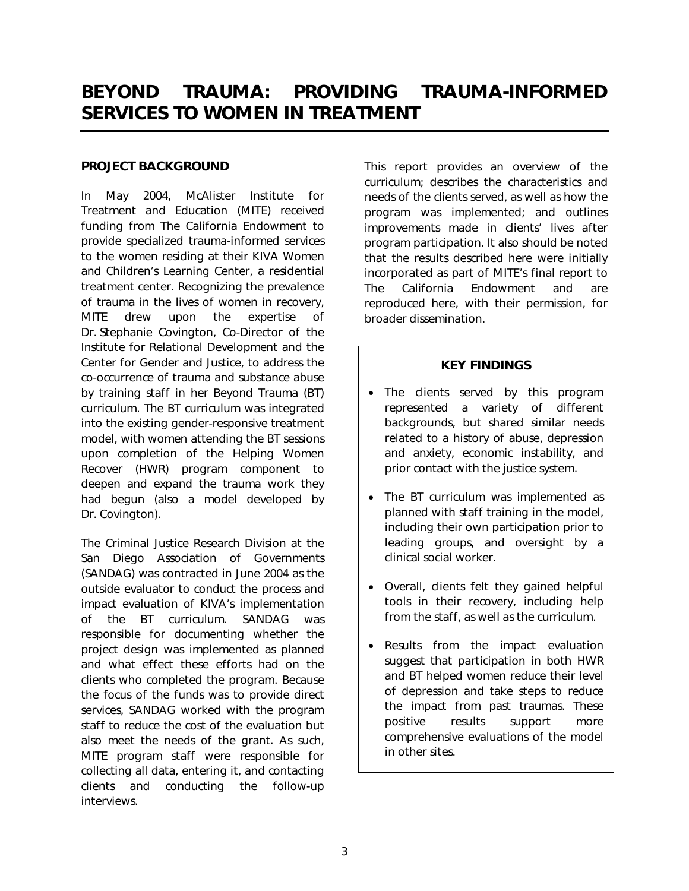# BEYOND TRAUMA: PROVIDING TRAUMA-INFORMED SERVICES TO WOMEN IN TREATMENT

## PROJECT BACKGROUND

In May 2004, McAlister Institute for Treatment and Education (MITE) received funding from The California Endowment to provide specialized trauma-informed services to the women residing at their KIVA Women and Children's Learning Center, a residential treatment center. Recognizing the prevalence of trauma in the lives of women in recovery, MITE drew upon the expertise of Dr. Stephanie Covington, Co-Director of the Institute for Relational Development and the Center for Gender and Justice, to address the co-occurrence of trauma and substance abuse by training staff in her Beyond Trauma (BT) curriculum. The BT curriculum was integrated into the existing gender-responsive treatment model, with women attending the BT sessions upon completion of the Helping Women Recover (HWR) program component to deepen and expand the trauma work they had begun (also a model developed by Dr. Covington).

The Criminal Justice Research Division at the San Diego Association of Governments (SANDAG) was contracted in June 2004 as the outside evaluator to conduct the process and impact evaluation of KIVA's implementation of the BT curriculum. SANDAG was responsible for documenting whether the project design was implemented as planned and what effect these efforts had on the clients who completed the program. Because the focus of the funds was to provide direct services, SANDAG worked with the program staff to reduce the cost of the evaluation but also meet the needs of the grant. As such, MITE program staff were responsible for collecting all data, entering it, and contacting clients and conducting the follow-up interviews.

This report provides an overview of the curriculum; describes the characteristics and needs of the clients served, as well as how the program was implemented; and outlines improvements made in clients' lives after program participation. It also should be noted that the results described here were initially incorporated as part of MITE's final report to The California Endowment and are reproduced here, with their permission, for broader dissemination.

### KEY FINDINGS

- The clients served by this program represented a variety of different backgrounds, but shared similar needs related to a history of abuse, depression and anxiety, economic instability, and prior contact with the justice system.
- The BT curriculum was implemented as planned with staff training in the model, including their own participation prior to leading groups, and oversight by a clinical social worker.
- Overall, clients felt they gained helpful tools in their recovery, including help from the staff, as well as the curriculum.
- Results from the impact evaluation suggest that participation in both HWR and BT helped women reduce their level of depression and take steps to reduce the impact from past traumas. These positive results support more comprehensive evaluations of the model in other sites.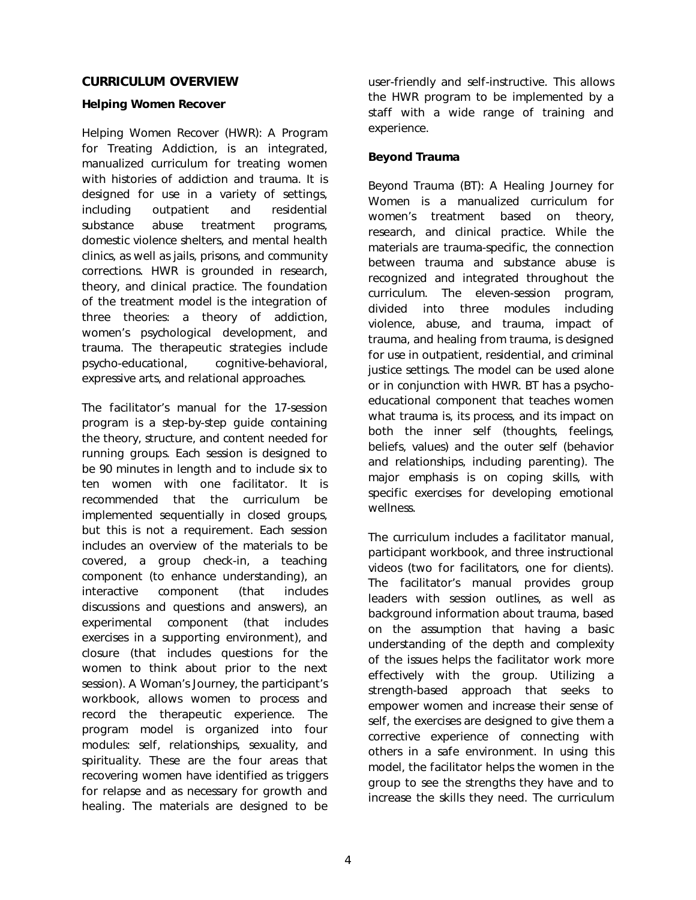## CURRICULUM OVERVIEW

### Helping Women Recover

Helping Women Recover (HWR): A Program for Treating Addiction, is an integrated, manualized curriculum for treating women with histories of addiction and trauma. It is designed for use in a variety of settings, including outpatient and residential substance abuse treatment programs, domestic violence shelters, and mental health clinics, as well as jails, prisons, and community corrections. HWR is grounded in research, theory, and clinical practice. The foundation of the treatment model is the integration of three theories: a theory of addiction, women's psychological development, and trauma. The therapeutic strategies include psycho-educational, cognitive-behavioral, expressive arts, and relational approaches.

The facilitator's manual for the 17-session program is a step-by-step guide containing the theory, structure, and content needed for running groups. Each session is designed to be 90 minutes in length and to include six to ten women with one facilitator. It is recommended that the curriculum be implemented sequentially in closed groups, but this is not a requirement. Each session includes an overview of the materials to be covered, a group check-in, a teaching component (to enhance understanding), an interactive component (that includes discussions and questions and answers), an experimental component (that includes exercises in a supporting environment), and closure (that includes questions for the women to think about prior to the next session). A Woman's Journey, the participant's workbook, allows women to process and record the therapeutic experience. The program model is organized into four modules: self, relationships, sexuality, and spirituality. These are the four areas that recovering women have identified as triggers for relapse and as necessary for growth and healing. The materials are designed to be user-friendly and self-instructive. This allows the HWR program to be implemented by a staff with a wide range of training and experience.

### Beyond Trauma

Beyond Trauma (BT): A Healing Journey for Women is a manualized curriculum for women's treatment based on theory, research, and clinical practice. While the materials are trauma-specific, the connection between trauma and substance abuse is recognized and integrated throughout the curriculum. The eleven-session program, divided into three modules including violence, abuse, and trauma, impact of trauma, and healing from trauma, is designed for use in outpatient, residential, and criminal justice settings. The model can be used alone or in conjunction with HWR. BT has a psycho-educational component that teaches women what trauma is, its process, and its impact on both the inner self (thoughts, feelings, beliefs, values) and the outer self (behavior and relationships, including parenting). The major emphasis is on coping skills, with specific exercises for developing emotional wellness.

The curriculum includes a facilitator manual, participant workbook, and three instructional videos (two for facilitators, one for clients). The facilitator's manual provides group leaders with session outlines, as well as background information about trauma, based on the assumption that having a basic understanding of the depth and complexity of the issues helps the facilitator work more effectively with the group. Utilizing a strength-based approach that seeks to empower women and increase their sense of self, the exercises are designed to give them a corrective experience of connecting with others in a safe environment. In using this model, the facilitator helps the women in the group to see the strengths they have and to increase the skills they need. The curriculum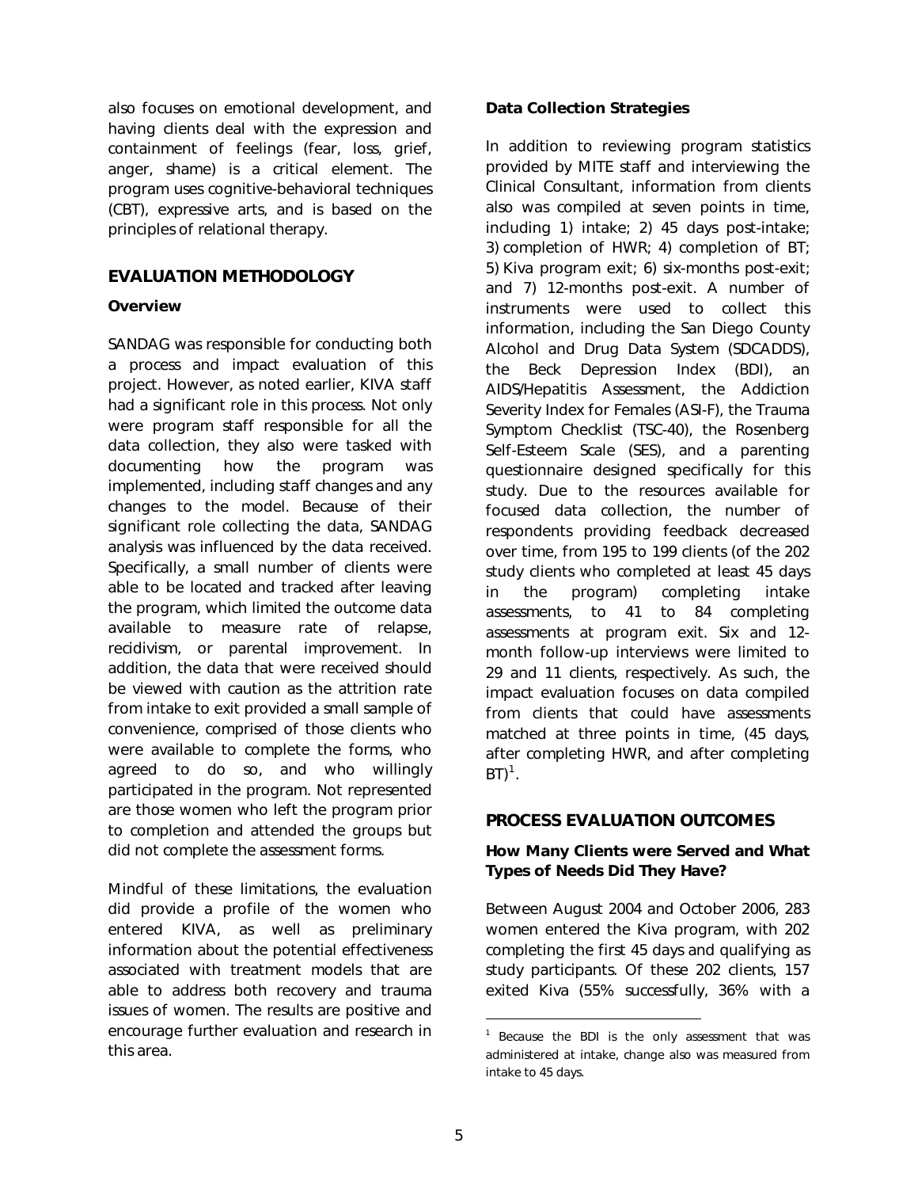also focuses on emotional development, and having clients deal with the expression and containment of feelings (fear, loss, grief, anger, shame) is a critical element. The program uses cognitive-behavioral techniques (CBT), expressive arts, and is based on the principles of relational therapy.

## EVALUATION METHODOLOGY

### Overview

SANDAG was responsible for conducting both a process and impact evaluation of this project. However, as noted earlier, KIVA staff had a significant role in this process. Not only were program staff responsible for all the data collection, they also were tasked with documenting how the program was implemented, including staff changes and any changes to the model. Because of their significant role collecting the data, SANDAG analysis was influenced by the data received. Specifically, a small number of clients were able to be located and tracked after leaving the program, which limited the outcome data available to measure rate of relapse, recidivism, or parental improvement. In addition, the data that were received should be viewed with caution as the attrition rate from intake to exit provided a small sample of convenience, comprised of those clients who were available to complete the forms, who agreed to do so, and who willingly participated in the program. Not represented are those women who left the program prior to completion and attended the groups but did not complete the assessment forms.

Mindful of these limitations, the evaluation did provide a profile of the women who entered KIVA, as well as preliminary information about the potential effectiveness associated with treatment models that are able to address both recovery and trauma issues of women. The results are positive and encourage further evaluation and research in this area.

### Data Collection Strategies

In addition to reviewing program statistics provided by MITE staff and interviewing the Clinical Consultant, information from clients also was compiled at seven points in time, including 1) intake; 2) 45 days post-intake; 3) completion of HWR; 4) completion of BT; 5) Kiva program exit; 6) six-months post-exit; and 7) 12-months post-exit. A number of instruments were used to collect this information, including the San Diego County Alcohol and Drug Data System (SDCADDS), the Beck Depression Index (BDI), an AIDS/Hepatitis Assessment, the Addiction Severity Index for Females (ASI-F), the Trauma Symptom Checklist (TSC-40), the Rosenberg Self-Esteem Scale (SES), and a parenting questionnaire designed specifically for this study. Due to the resources available for focused data collection, the number of respondents providing feedback decreased over time, from 195 to 199 clients (of the 202 study clients who completed at least 45 days in the program) completing intake assessments, to 41 to 84 completing assessments at program exit. Six and 12-month follow-up interviews were limited to 29 and 11 clients, respectively. As such, the impact evaluation focuses on data compiled from clients that could have assessments matched at three points in time, (45 days, after completing HWR, and after completing BT)[1].

## PROCESS EVALUATION OUTCOMES

### How Many Clients were Served and What Types of Needs Did They Have?

Between August 2004 and October 2006, 283 women entered the Kiva program, with 202 completing the first 45 days and qualifying as study participants. Of these 202 clients, 157 exited Kiva (55% successfully, 36% with a

[1] Because the BDI is the only assessment that was administered at intake, change also was measured from intake to 45 days.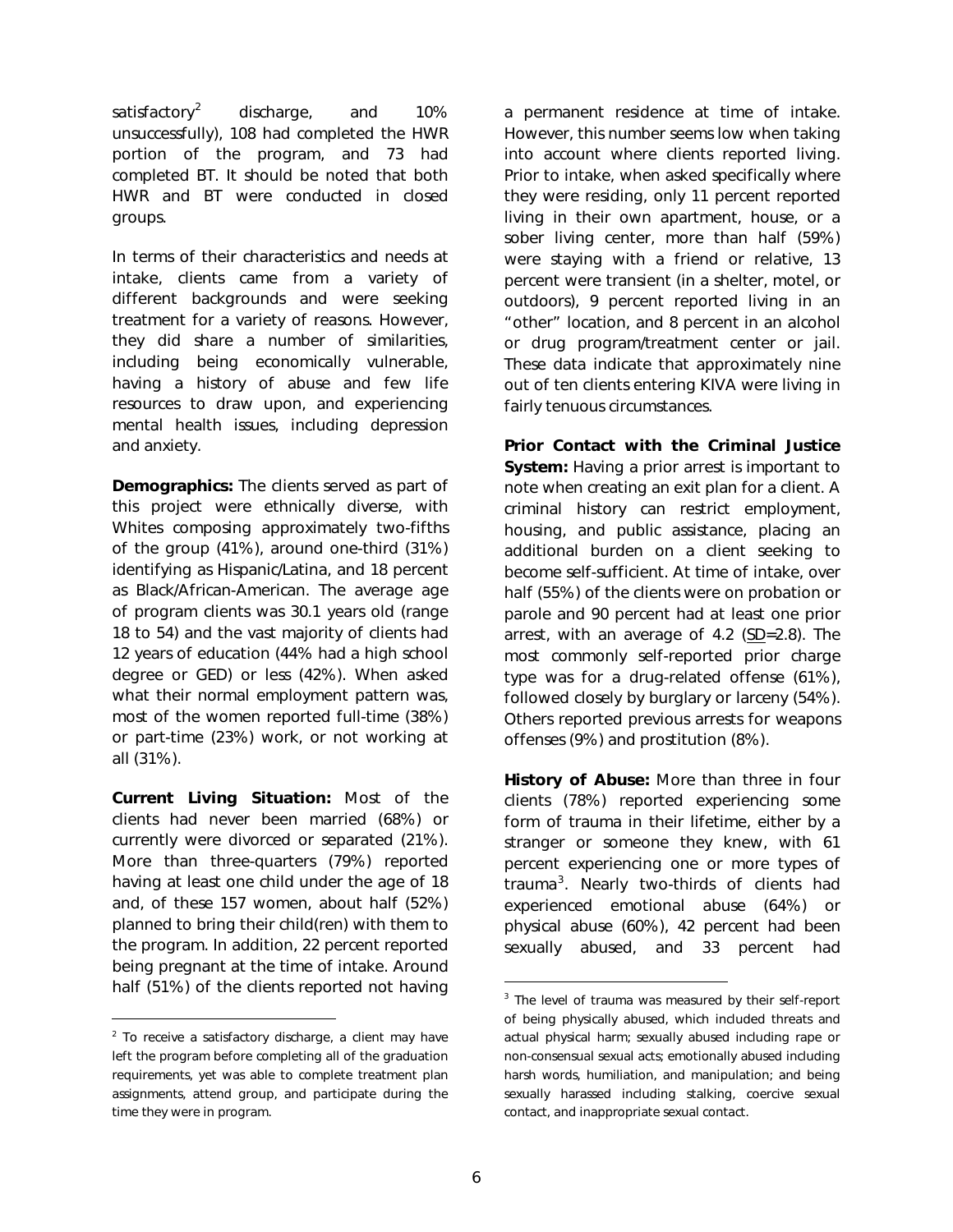satisfactory[2] discharge, and 10% unsuccessfully), 108 had completed the HWR portion of the program, and 73 had completed BT. It should be noted that both HWR and BT were conducted in closed groups.

In terms of their characteristics and needs at intake, clients came from a variety of different backgrounds and were seeking treatment for a variety of reasons. However, they did share a number of similarities, including being economically vulnerable, having a history of abuse and few life resources to draw upon, and experiencing mental health issues, including depression and anxiety.

**Demographics:** The clients served as part of this project were ethnically diverse, with Whites composing approximately two-fifths of the group (41%), around one-third (31%) identifying as Hispanic/Latina, and 18 percent as Black/African-American. The average age of program clients was 30.1 years old (range 18 to 54) and the vast majority of clients had 12 years of education (44% had a high school degree or GED) or less (42%). When asked what their normal employment pattern was, most of the women reported full-time (38%) or part-time (23%) work, or not working at all (31%).

**Current Living Situation:** Most of the clients had never been married (68%) or currently were divorced or separated (21%). More than three-quarters (79%) reported having at least one child under the age of 18 and, of these 157 women, about half (52%) planned to bring their child(ren) with them to the program. In addition, 22 percent reported being pregnant at the time of intake. Around half (51%) of the clients reported not having a permanent residence at time of intake. However, this number seems low when taking into account where clients reported living. Prior to intake, when asked specifically where they were residing, only 11 percent reported living in their own apartment, house, or a sober living center, more than half (59%) were staying with a friend or relative, 13 percent were transient (in a shelter, motel, or outdoors), 9 percent reported living in an "other" location, and 8 percent in an alcohol or drug program/treatment center or jail. These data indicate that approximately nine out of ten clients entering KIVA were living in fairly tenuous circumstances.

**Prior Contact with the Criminal Justice System:** Having a prior arrest is important to note when creating an exit plan for a client. A criminal history can restrict employment, housing, and public assistance, placing an additional burden on a client seeking to become self-sufficient. At time of intake, over half (55%) of the clients were on probation or parole and 90 percent had at least one prior arrest, with an average of 4.2 (SD=2.8). The most commonly self-reported prior charge type was for a drug-related offense (61%), followed closely by burglary or larceny (54%). Others reported previous arrests for weapons offenses (9%) and prostitution (8%).

**History of Abuse:** More than three in four clients (78%) reported experiencing some form of trauma in their lifetime, either by a stranger or someone they knew, with 61 percent experiencing one or more types of trauma[3]. Nearly two-thirds of clients had experienced emotional abuse (64%) or physical abuse (60%), 42 percent had been sexually abused, and 33 percent had

---

[2] To receive a satisfactory discharge, a client may have left the program before completing all of the graduation requirements, yet was able to complete treatment plan assignments, attend group, and participate during the time they were in program.

[3] The level of trauma was measured by their self-report of being physically abused, which included threats and actual physical harm; sexually abused including rape or non-consensual sexual acts; emotionally abused including harsh words, humiliation, and manipulation; and being sexually harassed including stalking, coercive sexual contact, and inappropriate sexual contact.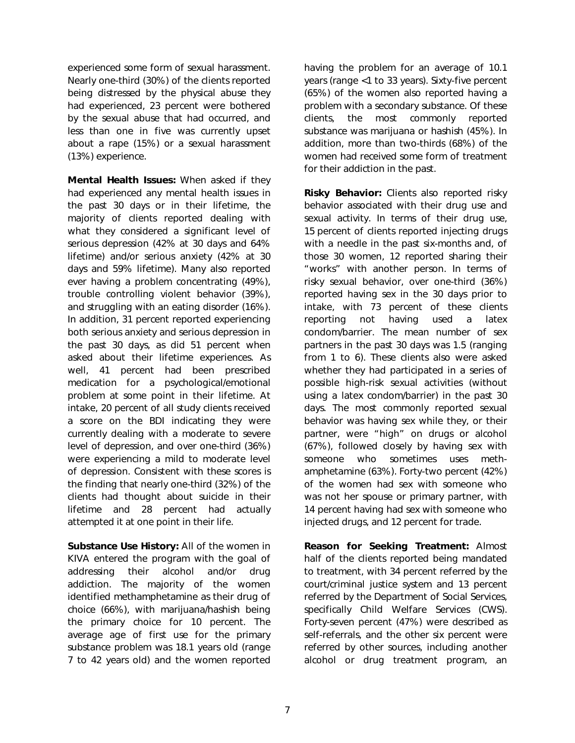experienced some form of sexual harassment. Nearly one-third (30%) of the clients reported being distressed by the physical abuse they had experienced, 23 percent were bothered by the sexual abuse that had occurred, and less than one in five was currently upset about a rape (15%) or a sexual harassment (13%) experience.

**Mental Health Issues:** When asked if they had experienced any mental health issues in the past 30 days or in their lifetime, the majority of clients reported dealing with what they considered a significant level of serious depression (42% at 30 days and 64% lifetime) and/or serious anxiety (42% at 30 days and 59% lifetime). Many also reported ever having a problem concentrating (49%), trouble controlling violent behavior (39%), and struggling with an eating disorder (16%). In addition, 31 percent reported experiencing both serious anxiety and serious depression in the past 30 days, as did 51 percent when asked about their lifetime experiences. As well, 41 percent had been prescribed medication for a psychological/emotional problem at some point in their lifetime. At intake, 20 percent of all study clients received a score on the BDI indicating they were currently dealing with a moderate to severe level of depression, and over one-third (36%) were experiencing a mild to moderate level of depression. Consistent with these scores is the finding that nearly one-third (32%) of the clients had thought about suicide in their lifetime and 28 percent had actually attempted it at one point in their life.

**Substance Use History:** All of the women in KIVA entered the program with the goal of addressing their alcohol and/or drug addiction. The majority of the women identified methamphetamine as their drug of choice (66%), with marijuana/hashish being the primary choice for 10 percent. The average age of first use for the primary substance problem was 18.1 years old (range 7 to 42 years old) and the women reported having the problem for an average of 10.1 years (range <1 to 33 years). Sixty-five percent (65%) of the women also reported having a problem with a secondary substance. Of these clients, the most commonly reported substance was marijuana or hashish (45%). In addition, more than two-thirds (68%) of the women had received some form of treatment for their addiction in the past.

**Risky Behavior:** Clients also reported risky behavior associated with their drug use and sexual activity. In terms of their drug use, 15 percent of clients reported injecting drugs with a needle in the past six-months and, of those 30 women, 12 reported sharing their "works" with another person. In terms of risky sexual behavior, over one-third (36%) reported having sex in the 30 days prior to intake, with 73 percent of these clients reporting not having used a latex condom/barrier. The mean number of sex partners in the past 30 days was 1.5 (ranging from 1 to 6). These clients also were asked whether they had participated in a series of possible high-risk sexual activities (without using a latex condom/barrier) in the past 30 days. The most commonly reported sexual behavior was having sex while they, or their partner, were "high" on drugs or alcohol (67%), followed closely by having sex with someone who sometimes uses meth-amphetamine (63%). Forty-two percent (42%) of the women had sex with someone who was not her spouse or primary partner, with 14 percent having had sex with someone who injected drugs, and 12 percent for trade.

**Reason for Seeking Treatment:** Almost half of the clients reported being mandated to treatment, with 34 percent referred by the court/criminal justice system and 13 percent referred by the Department of Social Services, specifically Child Welfare Services (CWS). Forty-seven percent (47%) were described as self-referrals, and the other six percent were referred by other sources, including another alcohol or drug treatment program, an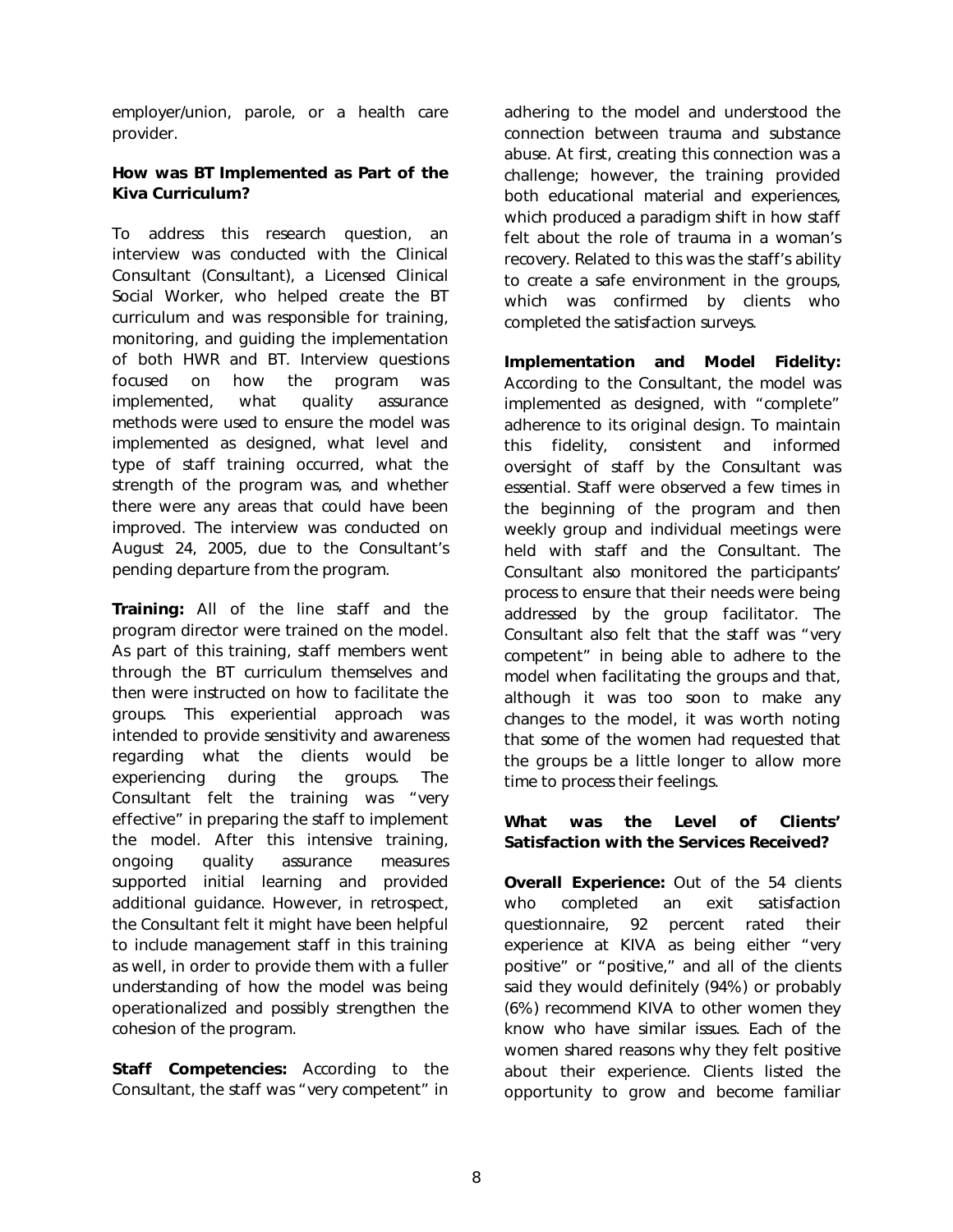employer/union, parole, or a health care provider.

### How was BT Implemented as Part of the Kiva Curriculum?

To address this research question, an interview was conducted with the Clinical Consultant (Consultant), a Licensed Clinical Social Worker, who helped create the BT curriculum and was responsible for training, monitoring, and guiding the implementation of both HWR and BT. Interview questions focused on how the program was implemented, what quality assurance methods were used to ensure the model was implemented as designed, what level and type of staff training occurred, what the strength of the program was, and whether there were any areas that could have been improved. The interview was conducted on August 24, 2005, due to the Consultant's pending departure from the program.

**Training:** All of the line staff and the program director were trained on the model. As part of this training, staff members went through the BT curriculum themselves and then were instructed on how to facilitate the groups. This experiential approach was intended to provide sensitivity and awareness regarding what the clients would be experiencing during the groups. The Consultant felt the training was "very effective" in preparing the staff to implement the model. After this intensive training, ongoing quality assurance measures supported initial learning and provided additional guidance. However, in retrospect, the Consultant felt it might have been helpful to include management staff in this training as well, in order to provide them with a fuller understanding of how the model was being operationalized and possibly strengthen the cohesion of the program.

**Staff Competencies:** According to the Consultant, the staff was "very competent" in adhering to the model and understood the connection between trauma and substance abuse. At first, creating this connection was a challenge; however, the training provided both educational material and experiences, which produced a paradigm shift in how staff felt about the role of trauma in a woman's recovery. Related to this was the staff's ability to create a safe environment in the groups, which was confirmed by clients who completed the satisfaction surveys.

**Implementation and Model Fidelity:** According to the Consultant, the model was implemented as designed, with "complete" adherence to its original design. To maintain this fidelity, consistent and informed oversight of staff by the Consultant was essential. Staff were observed a few times in the beginning of the program and then weekly group and individual meetings were held with staff and the Consultant. The Consultant also monitored the participants' process to ensure that their needs were being addressed by the group facilitator. The Consultant also felt that the staff was "very competent" in being able to adhere to the model when facilitating the groups and that, although it was too soon to make any changes to the model, it was worth noting that some of the women had requested that the groups be a little longer to allow more time to process their feelings.

### What was the Level of Clients' Satisfaction with the Services Received?

**Overall Experience:** Out of the 54 clients who completed an exit satisfaction questionnaire, 92 percent rated their experience at KIVA as being either "very positive" or "positive," and all of the clients said they would definitely (94%) or probably (6%) recommend KIVA to other women they know who have similar issues. Each of the women shared reasons why they felt positive about their experience. Clients listed the opportunity to grow and become familiar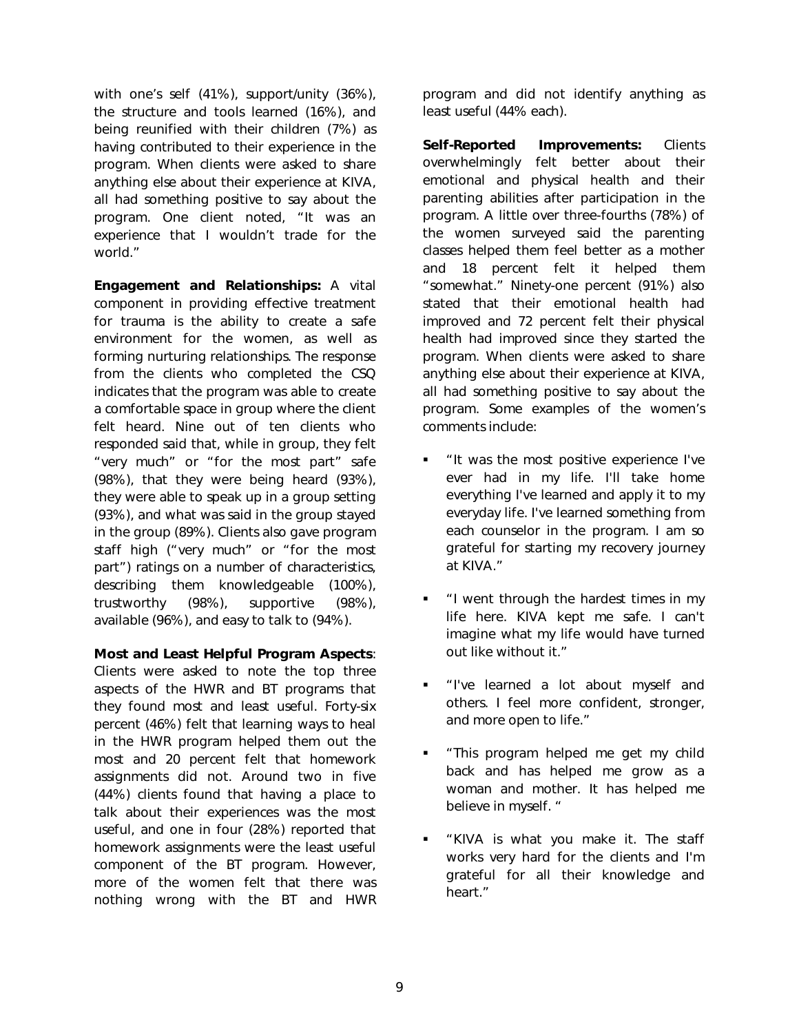with one's self (41%), support/unity (36%), the structure and tools learned (16%), and being reunified with their children (7%) as having contributed to their experience in the program. When clients were asked to share anything else about their experience at KIVA, all had something positive to say about the program. One client noted, "It was an experience that I wouldn't trade for the world."

**Engagement and Relationships:** A vital component in providing effective treatment for trauma is the ability to create a safe environment for the women, as well as forming nurturing relationships. The response from the clients who completed the CSQ indicates that the program was able to create a comfortable space in group where the client felt heard. Nine out of ten clients who responded said that, while in group, they felt "very much" or "for the most part" safe (98%), that they were being heard (93%), they were able to speak up in a group setting (93%), and what was said in the group stayed in the group (89%). Clients also gave program staff high ("very much" or "for the most part") ratings on a number of characteristics, describing them knowledgeable (100%), trustworthy (98%), supportive (98%), available (96%), and easy to talk to (94%).

**Most and Least Helpful Program Aspects**: Clients were asked to note the top three aspects of the HWR and BT programs that they found most and least useful. Forty-six percent (46%) felt that learning ways to heal in the HWR program helped them out the most and 20 percent felt that homework assignments did not. Around two in five (44%) clients found that having a place to talk about their experiences was the most useful, and one in four (28%) reported that homework assignments were the least useful component of the BT program. However, more of the women felt that there was nothing wrong with the BT and HWR program and did not identify anything as least useful (44% each).

**Self-Reported Improvements:** Clients overwhelmingly felt better about their emotional and physical health and their parenting abilities after participation in the program. A little over three-fourths (78%) of the women surveyed said the parenting classes helped them feel better as a mother and 18 percent felt it helped them "somewhat." Ninety-one percent (91%) also stated that their emotional health had improved and 72 percent felt their physical health had improved since they started the program. When clients were asked to share anything else about their experience at KIVA, all had something positive to say about the program. Some examples of the women's comments include:

- "It was the most positive experience I've ever had in my life. I'll take home everything I've learned and apply it to my everyday life. I've learned something from each counselor in the program. I am so grateful for starting my recovery journey at KIVA."
- "I went through the hardest times in my life here. KIVA kept me safe. I can't imagine what my life would have turned out like without it."
- "I've learned a lot about myself and others. I feel more confident, stronger, and more open to life."
- "This program helped me get my child back and has helped me grow as a woman and mother. It has helped me believe in myself. "
- "KIVA is what you make it. The staff works very hard for the clients and I'm grateful for all their knowledge and heart."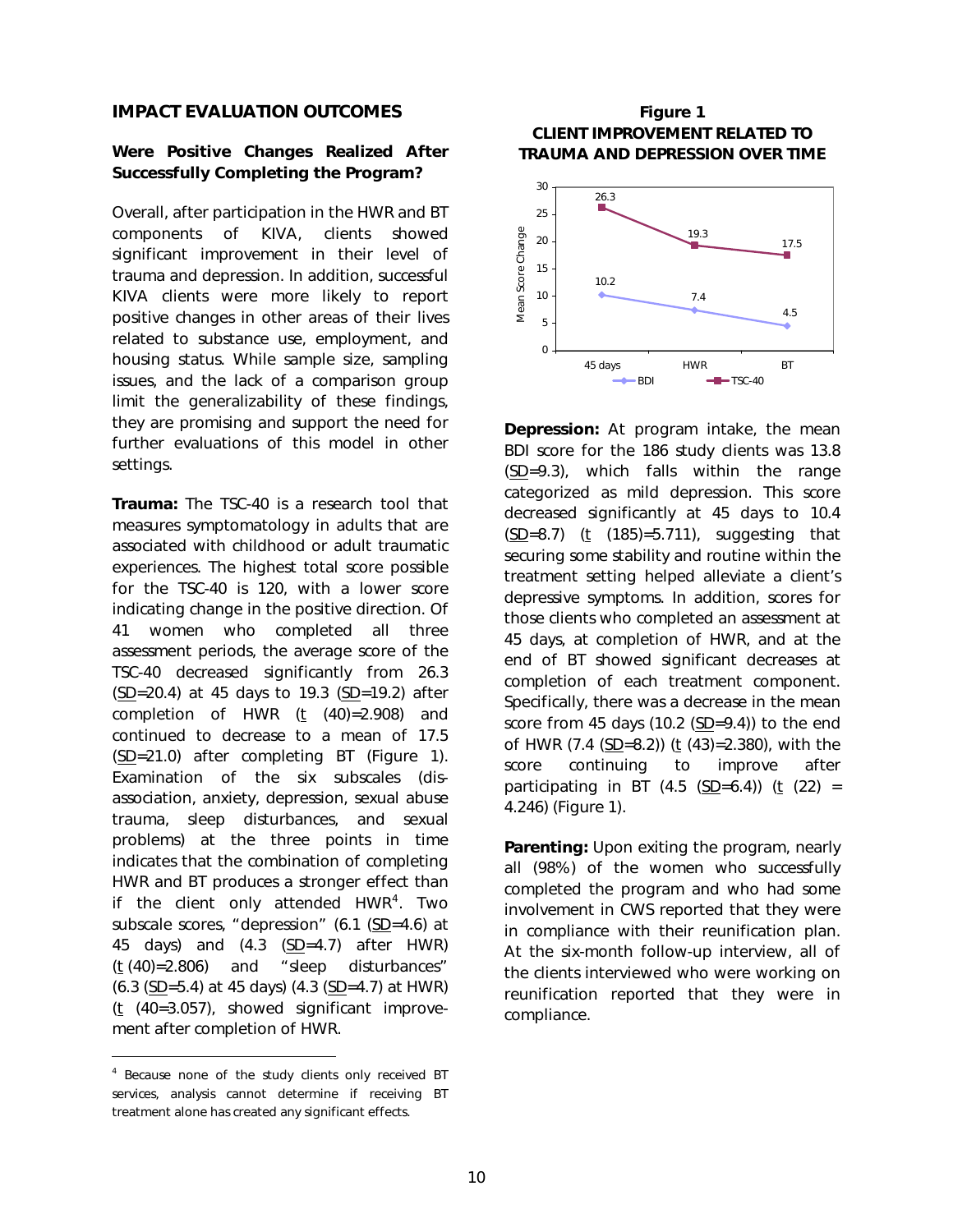## IMPACT EVALUATION OUTCOMES

### Were Positive Changes Realized After Successfully Completing the Program?

Overall, after participation in the HWR and BT components of KIVA, clients showed significant improvement in their level of trauma and depression. In addition, successful KIVA clients were more likely to report positive changes in other areas of their lives related to substance use, employment, and housing status. While sample size, sampling issues, and the lack of a comparison group limit the generalizability of these findings, they are promising and support the need for further evaluations of this model in other settings.

**Trauma:** The TSC-40 is a research tool that measures symptomatology in adults that are associated with childhood or adult traumatic experiences. The highest total score possible for the TSC-40 is 120, with a lower score indicating change in the positive direction. Of 41 women who completed all three assessment periods, the average score of the TSC-40 decreased significantly from 26.3 (SD=20.4) at 45 days to 19.3 (SD=19.2) after completion of HWR ($t$ (40)=2.908) and continued to decrease to a mean of 17.5 (SD=21.0) after completing BT (Figure 1). Examination of the six subscales (dis-association, anxiety, depression, sexual abuse trauma, sleep disturbances, and sexual problems) at the three points in time indicates that the combination of completing HWR and BT produces a stronger effect than if the client only attended HWR[4]. Two subscale scores, "depression" (6.1 (SD=4.6) at 45 days) and (4.3 (SD=4.7) after HWR) ($t$ (40)=2.806) and "sleep disturbances" (6.3 (SD=5.4) at 45 days) (4.3 (SD=4.7) at HWR) ($t$ (40=3.057), showed significant improvement after completion of HWR.

[4] Because none of the study clients only received BT services, analysis cannot determine if receiving BT treatment alone has created any significant effects.

**Figure 1**
**CLIENT IMPROVEMENT RELATED TO TRAUMA AND DEPRESSION OVER TIME**

| Mean Score Change | 45 days | HWR | BT |
|---|---|---|---|
| BDI | 10.2 | 7.4 | 4.5 |
| TSC-40 | 26.3 | 19.3 | 17.5 |

**Depression:** At program intake, the mean BDI score for the 186 study clients was 13.8 (SD=9.3), which falls within the range categorized as mild depression. This score decreased significantly at 45 days to 10.4 (SD=8.7) ($t$ (185)=5.711), suggesting that securing some stability and routine within the treatment setting helped alleviate a client's depressive symptoms. In addition, scores for those clients who completed an assessment at 45 days, at completion of HWR, and at the end of BT showed significant decreases at completion of each treatment component. Specifically, there was a decrease in the mean score from 45 days (10.2 (SD=9.4)) to the end of HWR (7.4 (SD=8.2)) ($t$ (43)=2.380), with the score continuing to improve after participating in BT (4.5 (SD=6.4)) ($t$ (22) = 4.246) (Figure 1).

**Parenting:** Upon exiting the program, nearly all (98%) of the women who successfully completed the program and who had some involvement in CWS reported that they were in compliance with their reunification plan. At the six-month follow-up interview, all of the clients interviewed who were working on reunification reported that they were in compliance.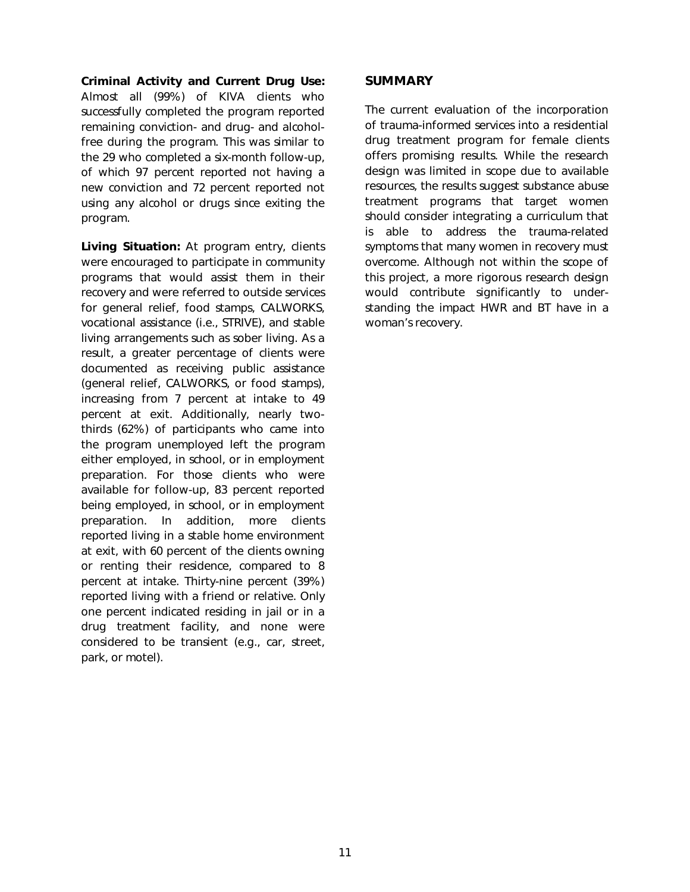**Criminal Activity and Current Drug Use:** Almost all (99%) of KIVA clients who successfully completed the program reported remaining conviction- and drug- and alcohol-free during the program. This was similar to the 29 who completed a six-month follow-up, of which 97 percent reported not having a new conviction and 72 percent reported not using any alcohol or drugs since exiting the program.

**Living Situation:** At program entry, clients were encouraged to participate in community programs that would assist them in their recovery and were referred to outside services for general relief, food stamps, CALWORKS, vocational assistance (i.e., STRIVE), and stable living arrangements such as sober living. As a result, a greater percentage of clients were documented as receiving public assistance (general relief, CALWORKS, or food stamps), increasing from 7 percent at intake to 49 percent at exit. Additionally, nearly two-thirds (62%) of participants who came into the program unemployed left the program either employed, in school, or in employment preparation. For those clients who were available for follow-up, 83 percent reported being employed, in school, or in employment preparation. In addition, more clients reported living in a stable home environment at exit, with 60 percent of the clients owning or renting their residence, compared to 8 percent at intake. Thirty-nine percent (39%) reported living with a friend or relative. Only one percent indicated residing in jail or in a drug treatment facility, and none were considered to be transient (e.g., car, street, park, or motel).

## SUMMARY

The current evaluation of the incorporation of trauma-informed services into a residential drug treatment program for female clients offers promising results. While the research design was limited in scope due to available resources, the results suggest substance abuse treatment programs that target women should consider integrating a curriculum that is able to address the trauma-related symptoms that many women in recovery must overcome. Although not within the scope of this project, a more rigorous research design would contribute significantly to understanding the impact HWR and BT have in a woman's recovery.